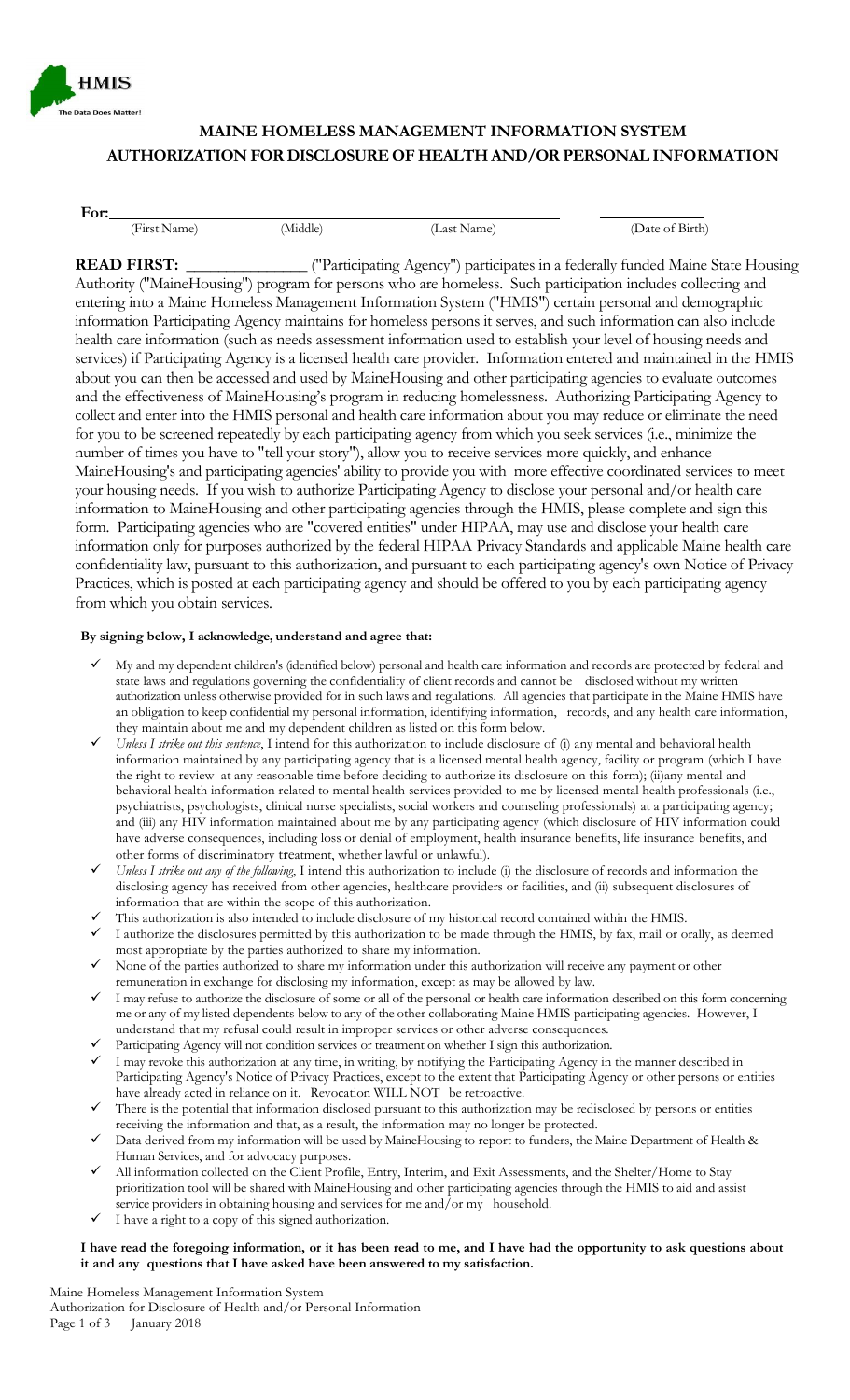HMIS

The Data Does Matter!

# MAINE HOMELESS MANAGEMENT INFORMATION SYSTEM
## AUTHORIZATION FOR DISCLOSURE OF HEALTH AND/OR PERSONAL INFORMATION

**For:**\_\_\_\_\_\_\_\_\_\_\_\_\_\_\_\_\_\_\_\_\_\_\_\_\_\_\_\_\_\_\_\_\_\_\_\_\_\_\_\_\_\_\_\_\_\_\_\_\_\_ \_\_\_\_\_\_\_\_\_\_\_\_\_\_

(First Name) (Middle) (Last Name) (Date of Birth)

**READ FIRST:** \_\_\_\_\_\_\_\_\_\_\_\_\_\_\_ ("Participating Agency") participates in a federally funded Maine State Housing Authority ("MaineHousing") program for persons who are homeless. Such participation includes collecting and entering into a Maine Homeless Management Information System ("HMIS") certain personal and demographic information Participating Agency maintains for homeless persons it serves, and such information can also include health care information (such as needs assessment information used to establish your level of housing needs and services) if Participating Agency is a licensed health care provider. Information entered and maintained in the HMIS about you can then be accessed and used by MaineHousing and other participating agencies to evaluate outcomes and the effectiveness of MaineHousing's program in reducing homelessness. Authorizing Participating Agency to collect and enter into the HMIS personal and health care information about you may reduce or eliminate the need for you to be screened repeatedly by each participating agency from which you seek services (i.e., minimize the number of times you have to "tell your story"), allow you to receive services more quickly, and enhance MaineHousing's and participating agencies' ability to provide you with more effective coordinated services to meet your housing needs. If you wish to authorize Participating Agency to disclose your personal and/or health care information to MaineHousing and other participating agencies through the HMIS, please complete and sign this form. Participating agencies who are "covered entities" under HIPAA, may use and disclose your health care information only for purposes authorized by the federal HIPAA Privacy Standards and applicable Maine health care confidentiality law, pursuant to this authorization, and pursuant to each participating agency's own Notice of Privacy Practices, which is posted at each participating agency and should be offered to you by each participating agency from which you obtain services.

**By signing below, I acknowledge, understand and agree that:**

- ✓ My and my dependent children's (identified below) personal and health care information and records are protected by federal and state laws and regulations governing the confidentiality of client records and cannot be disclosed without my written authorization unless otherwise provided for in such laws and regulations. All agencies that participate in the Maine HMIS have an obligation to keep confidential my personal information, identifying information, records, and any health care information, they maintain about me and my dependent children as listed on this form below.
- ✓ *Unless I strike out this sentence*, I intend for this authorization to include disclosure of (i) any mental and behavioral health information maintained by any participating agency that is a licensed mental health agency, facility or program (which I have the right to review at any reasonable time before deciding to authorize its disclosure on this form); (ii)any mental and behavioral health information related to mental health services provided to me by licensed mental health professionals (i.e., psychiatrists, psychologists, clinical nurse specialists, social workers and counseling professionals) at a participating agency; and (iii) any HIV information maintained about me by any participating agency (which disclosure of HIV information could have adverse consequences, including loss or denial of employment, health insurance benefits, life insurance benefits, and other forms of discriminatory treatment, whether lawful or unlawful).
- ✓ *Unless I strike out any of the following*, I intend this authorization to include (i) the disclosure of records and information the disclosing agency has received from other agencies, healthcare providers or facilities, and (ii) subsequent disclosures of information that are within the scope of this authorization.
- ✓ This authorization is also intended to include disclosure of my historical record contained within the HMIS.
- ✓ I authorize the disclosures permitted by this authorization to be made through the HMIS, by fax, mail or orally, as deemed most appropriate by the parties authorized to share my information.
- ✓ None of the parties authorized to share my information under this authorization will receive any payment or other remuneration in exchange for disclosing my information, except as may be allowed by law.
- ✓ I may refuse to authorize the disclosure of some or all of the personal or health care information described on this form concerning me or any of my listed dependents below to any of the other collaborating Maine HMIS participating agencies. However, I understand that my refusal could result in improper services or other adverse consequences.
- ✓ Participating Agency will not condition services or treatment on whether I sign this authorization.
- ✓ I may revoke this authorization at any time, in writing, by notifying the Participating Agency in the manner described in Participating Agency's Notice of Privacy Practices, except to the extent that Participating Agency or other persons or entities have already acted in reliance on it. Revocation WILL NOT be retroactive.
- ✓ There is the potential that information disclosed pursuant to this authorization may be redisclosed by persons or entities receiving the information and that, as a result, the information may no longer be protected.
- ✓ Data derived from my information will be used by MaineHousing to report to funders, the Maine Department of Health & Human Services, and for advocacy purposes.
- ✓ All information collected on the Client Profile, Entry, Interim, and Exit Assessments, and the Shelter/Home to Stay prioritization tool will be shared with MaineHousing and other participating agencies through the HMIS to aid and assist service providers in obtaining housing and services for me and/or my household.
- ✓ I have a right to a copy of this signed authorization.

**I have read the foregoing information, or it has been read to me, and I have had the opportunity to ask questions about it and any questions that I have asked have been answered to my satisfaction.**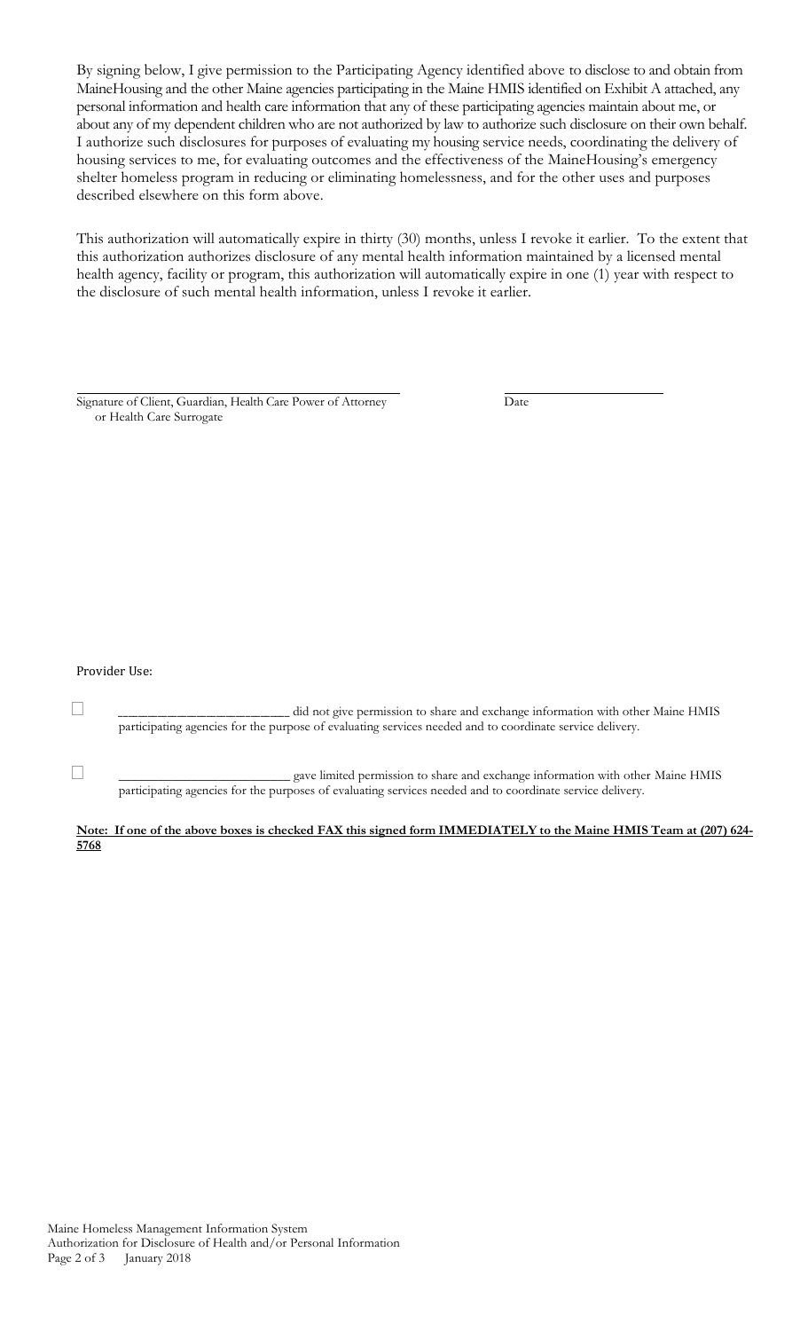By signing below, I give permission to the Participating Agency identified above to disclose to and obtain from MaineHousing and the other Maine agencies participating in the Maine HMIS identified on Exhibit A attached, any personal information and health care information that any of these participating agencies maintain about me, or about any of my dependent children who are not authorized by law to authorize such disclosure on their own behalf. I authorize such disclosures for purposes of evaluating my housing service needs, coordinating the delivery of housing services to me, for evaluating outcomes and the effectiveness of the MaineHousing's emergency shelter homeless program in reducing or eliminating homelessness, and for the other uses and purposes described elsewhere on this form above.

This authorization will automatically expire in thirty (30) months, unless I revoke it earlier. To the extent that this authorization authorizes disclosure of any mental health information maintained by a licensed mental health agency, facility or program, this authorization will automatically expire in one (1) year with respect to the disclosure of such mental health information, unless I revoke it earlier.

\_\_\_\_\_\_\_\_\_\_\_\_\_\_\_\_\_\_\_\_\_\_\_\_\_\_\_\_\_\_\_\_\_\_\_\_\_\_\_\_ \_\_\_\_\_\_\_\_\_\_\_\_\_\_\_\_\_\_\_\_

Signature of Client, Guardian, Health Care Power of Attorney or Health Care Surrogate Date

Provider Use:

☐ _______________________ did not give permission to share and exchange information with other Maine HMIS participating agencies for the purpose of evaluating services needed and to coordinate service delivery.

☐ _______________________ gave limited permission to share and exchange information with other Maine HMIS participating agencies for the purposes of evaluating services needed and to coordinate service delivery.

**Note: If one of the above boxes is checked FAX this signed form IMMEDIATELY to the Maine HMIS Team at (207) 624-5768**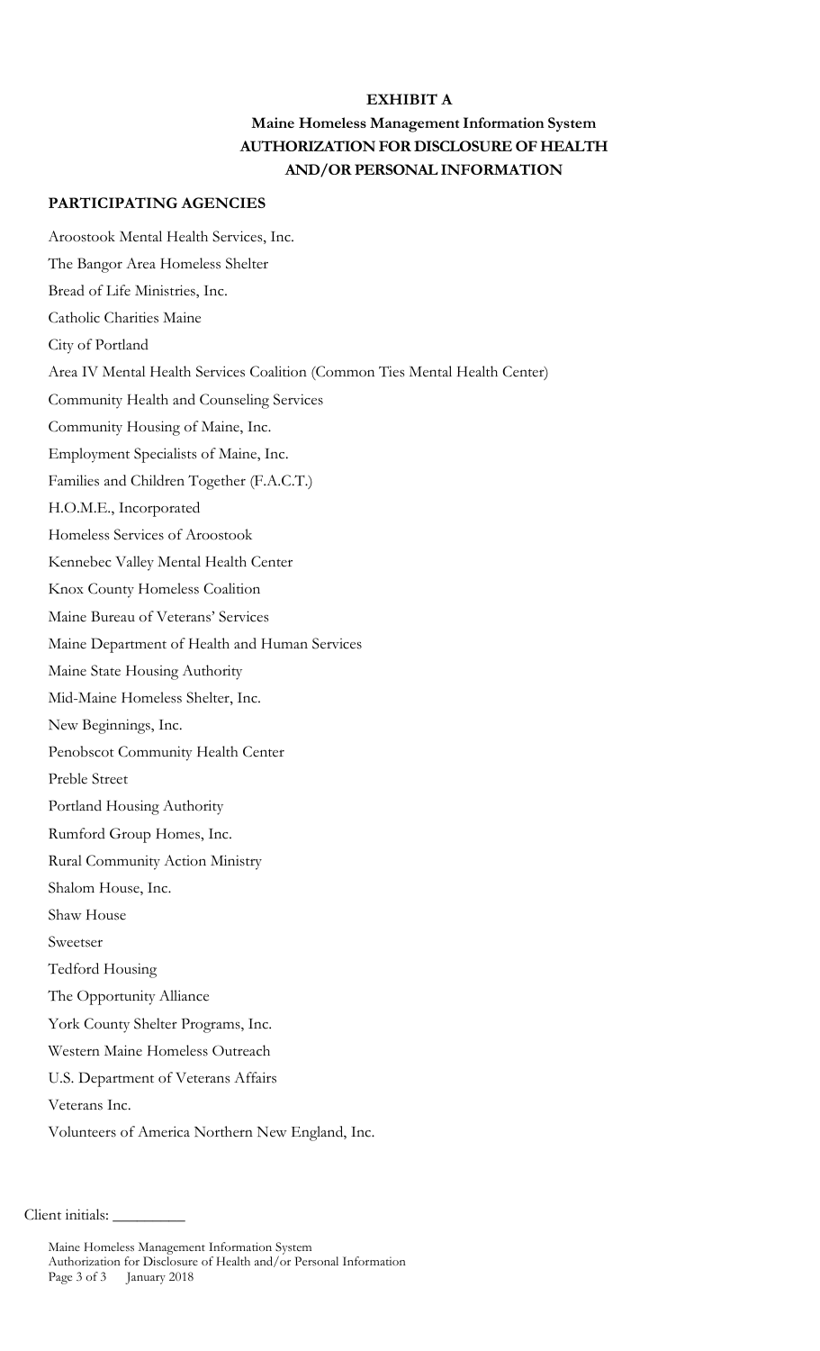# EXHIBIT A

## Maine Homeless Management Information System
## AUTHORIZATION FOR DISCLOSURE OF HEALTH AND/OR PERSONAL INFORMATION

### PARTICIPATING AGENCIES

Aroostook Mental Health Services, Inc.

The Bangor Area Homeless Shelter

Bread of Life Ministries, Inc.

Catholic Charities Maine

City of Portland

Area IV Mental Health Services Coalition (Common Ties Mental Health Center)

Community Health and Counseling Services

Community Housing of Maine, Inc.

Employment Specialists of Maine, Inc.

Families and Children Together (F.A.C.T.)

H.O.M.E., Incorporated

Homeless Services of Aroostook

Kennebec Valley Mental Health Center

Knox County Homeless Coalition

Maine Bureau of Veterans' Services

Maine Department of Health and Human Services

Maine State Housing Authority

Mid-Maine Homeless Shelter, Inc.

New Beginnings, Inc.

Penobscot Community Health Center

Preble Street

Portland Housing Authority

Rumford Group Homes, Inc.

Rural Community Action Ministry

Shalom House, Inc.

Shaw House

Sweetser

Tedford Housing

The Opportunity Alliance

York County Shelter Programs, Inc.

Western Maine Homeless Outreach

U.S. Department of Veterans Affairs

Veterans Inc.

Volunteers of America Northern New England, Inc.

Client initials: _________

Maine Homeless Management Information System
Authorization for Disclosure of Health and/or Personal Information
January 2018